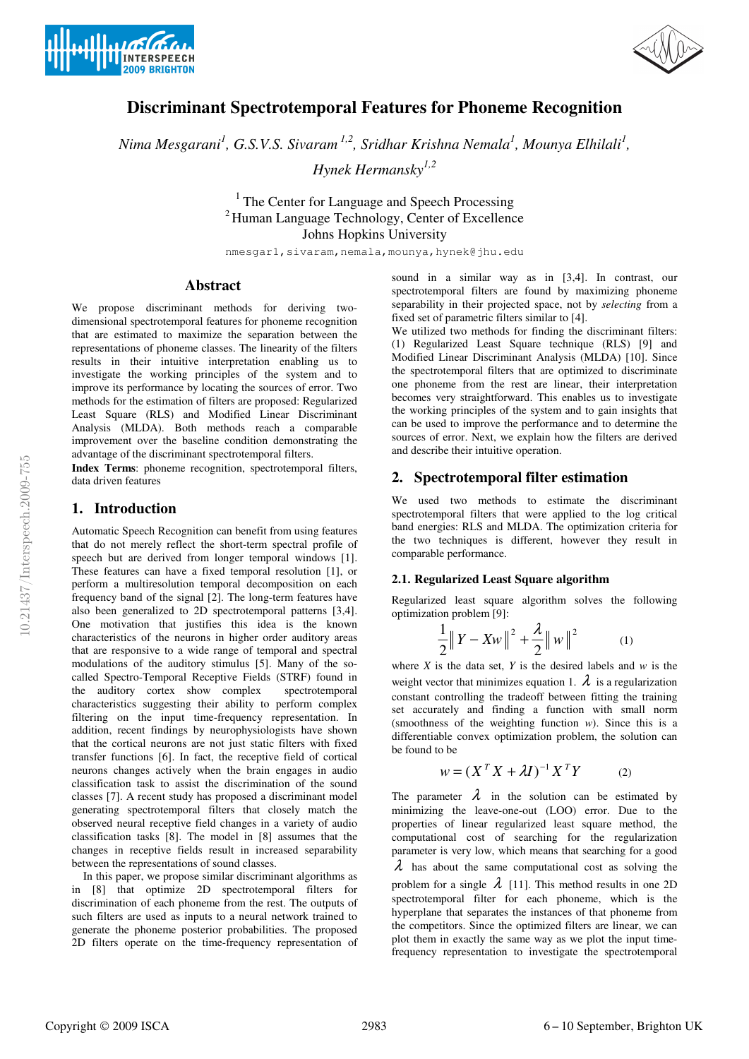# Discriminant Spectrotemporal Features for Phoneme Recognition

*Nima Mesgarani[1], G.S.V.S. Sivaram [1,2], Sridhar Krishna Nemala[1], Mounya Elhilali[1], Hynek Hermansky[1,2]*

[1] The Center for Language and Speech Processing
[2] Human Language Technology, Center of Excellence
Johns Hopkins University

nmesgar1,sivaram,nemala,mounya,hynek@jhu.edu

## Abstract

We propose discriminant methods for deriving two-dimensional spectrotemporal features for phoneme recognition that are estimated to maximize the separation between the representations of phoneme classes. The linearity of the filters results in their intuitive interpretation enabling us to investigate the working principles of the system and to improve its performance by locating the sources of error. Two methods for the estimation of filters are proposed: Regularized Least Square (RLS) and Modified Linear Discriminant Analysis (MLDA). Both methods reach a comparable improvement over the baseline condition demonstrating the advantage of the discriminant spectrotemporal filters.

**Index Terms**: phoneme recognition, spectrotemporal filters, data driven features

## 1. Introduction

Automatic Speech Recognition can benefit from using features that do not merely reflect the short-term spectral profile of speech but are derived from longer temporal windows [1]. These features can have a fixed temporal resolution [1], or perform a multiresolution temporal decomposition on each frequency band of the signal [2]. The long-term features have also been generalized to 2D spectrotemporal patterns [3,4]. One motivation that justifies this idea is the known characteristics of the neurons in higher order auditory areas that are responsive to a wide range of temporal and spectral modulations of the auditory stimulus [5]. Many of the so-called Spectro-Temporal Receptive Fields (STRF) found in the auditory cortex show complex spectrotemporal characteristics suggesting their ability to perform complex filtering on the input time-frequency representation. In addition, recent findings by neurophysiologists have shown that the cortical neurons are not just static filters with fixed transfer functions [6]. In fact, the receptive field of cortical neurons changes actively when the brain engages in audio classification task to assist the discrimination of the sound classes [7]. A recent study has proposed a discriminant model generating spectrotemporal filters that closely match the observed neural receptive field changes in a variety of audio classification tasks [8]. The model in [8] assumes that the changes in receptive fields result in increased separability between the representations of sound classes.

In this paper, we propose similar discriminant algorithms as in [8] that optimize 2D spectrotemporal filters for discrimination of each phoneme from the rest. The outputs of such filters are used as inputs to a neural network trained to generate the phoneme posterior probabilities. The proposed 2D filters operate on the time-frequency representation of sound in a similar way as in [3,4]. In contrast, our spectrotemporal filters are found by maximizing phoneme separability in their projected space, not by *selecting* from a fixed set of parametric filters similar to [4].

We utilized two methods for finding the discriminant filters: (1) Regularized Least Square technique (RLS) [9] and Modified Linear Discriminant Analysis (MLDA) [10]. Since the spectrotemporal filters that are optimized to discriminate one phoneme from the rest are linear, their interpretation becomes very straightforward. This enables us to investigate the working principles of the system and to gain insights that can be used to improve the performance and to determine the sources of error. Next, we explain how the filters are derived and describe their intuitive operation.

## 2. Spectrotemporal filter estimation

We used two methods to estimate the discriminant spectrotemporal filters that were applied to the log critical band energies: RLS and MLDA. The optimization criteria for the two techniques is different, however they result in comparable performance.

### 2.1. Regularized Least Square algorithm

Regularized least square algorithm solves the following optimization problem [9]:

$$\frac{1}{2}\|Y - Xw\|^2 + \frac{\lambda}{2}\|w\|^2 \qquad (1)$$

where $X$ is the data set, $Y$ is the desired labels and $w$ is the weight vector that minimizes equation 1. $\lambda$ is a regularization constant controlling the tradeoff between fitting the training set accurately and finding a function with small norm (smoothness of the weighting function $w$). Since this is a differentiable convex optimization problem, the solution can be found to be

$$w = (X^T X + \lambda I)^{-1} X^T Y \qquad (2)$$

The parameter $\lambda$ in the solution can be estimated by minimizing the leave-one-out (LOO) error. Due to the properties of linear regularized least square method, the computational cost of searching for the regularization parameter is very low, which means that searching for a good $\lambda$ has about the same computational cost as solving the problem for a single $\lambda$ [11]. This method results in one 2D spectrotemporal filter for each phoneme, which is the hyperplane that separates the instances of that phoneme from the competitors. Since the optimized filters are linear, we can plot them in exactly the same way as we plot the input time-frequency representation to investigate the spectrotemporal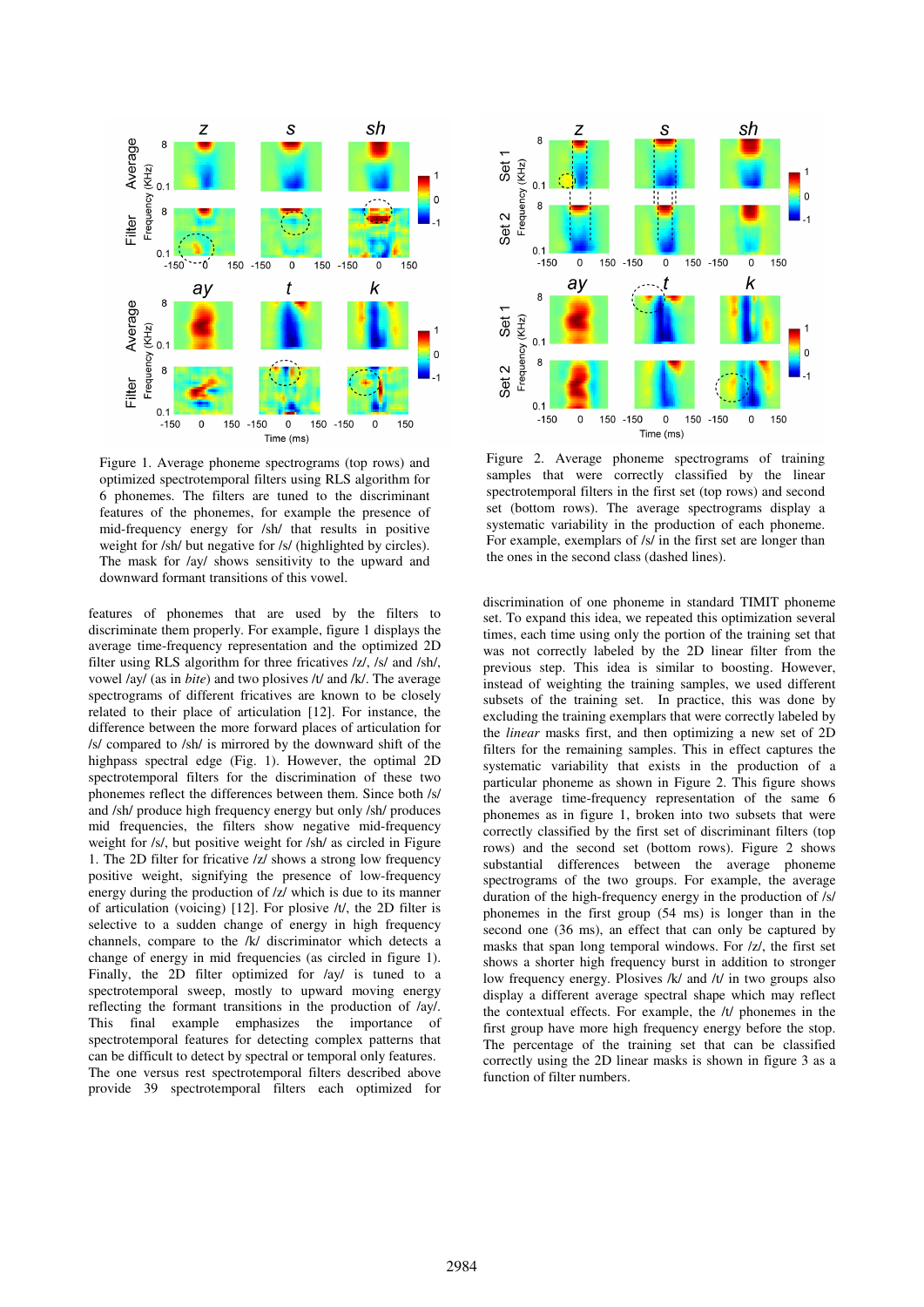Figure 1. Average phoneme spectrograms (top rows) and optimized spectrotemporal filters using RLS algorithm for 6 phonemes. The filters are tuned to the discriminant features of the phonemes, for example the presence of mid-frequency energy for /sh/ that results in positive weight for /sh/ but negative for /s/ (highlighted by circles). The mask for /ay/ shows sensitivity to the upward and downward formant transitions of this vowel.

features of phonemes that are used by the filters to discriminate them properly. For example, figure 1 displays the average time-frequency representation and the optimized 2D filter using RLS algorithm for three fricatives /z/, /s/ and /sh/, vowel /ay/ (as in *bite*) and two plosives /t/ and /k/. The average spectrograms of different fricatives are known to be closely related to their place of articulation [12]. For instance, the difference between the more forward places of articulation for /s/ compared to /sh/ is mirrored by the downward shift of the highpass spectral edge (Fig. 1). However, the optimal 2D spectrotemporal filters for the discrimination of these two phonemes reflect the differences between them. Since both /s/ and /sh/ produce high frequency energy but only /sh/ produces mid frequencies, the filters show negative mid-frequency weight for /s/, but positive weight for /sh/ as circled in Figure 1. The 2D filter for fricative /z/ shows a strong low frequency positive weight, signifying the presence of low-frequency energy during the production of /z/ which is due to its manner of articulation (voicing) [12]. For plosive /t/, the 2D filter is selective to a sudden change of energy in high frequency channels, compare to the /k/ discriminator which detects a change of energy in mid frequencies (as circled in figure 1). Finally, the 2D filter optimized for /ay/ is tuned to a spectrotemporal sweep, mostly to upward moving energy reflecting the formant transitions in the production of /ay/. This final example emphasizes the importance of spectrotemporal features for detecting complex patterns that can be difficult to detect by spectral or temporal only features. The one versus rest spectrotemporal filters described above provide 39 spectrotemporal filters each optimized for discrimination of one phoneme in standard TIMIT phoneme set. To expand this idea, we repeated this optimization several times, each time using only the portion of the training set that was not correctly labeled by the 2D linear filter from the previous step. This idea is similar to boosting. However, instead of weighting the training samples, we used different subsets of the training set. In practice, this was done by excluding the training exemplars that were correctly labeled by the *linear* masks first, and then optimizing a new set of 2D filters for the remaining samples. This in effect captures the systematic variability that exists in the production of a particular phoneme as shown in Figure 2. This figure shows the average time-frequency representation of the same 6 phonemes as in figure 1, broken into two subsets that were correctly classified by the first set of discriminant filters (top rows) and the second set (bottom rows). Figure 2 shows substantial differences between the average phoneme spectrograms of the two groups. For example, the average duration of the high-frequency energy in the production of /s/ phonemes in the first group (54 ms) is longer than in the second one (36 ms), an effect that can only be captured by masks that span long temporal windows. For /z/, the first set shows a shorter high frequency burst in addition to stronger low frequency energy. Plosives /k/ and /t/ in two groups also display a different average spectral shape which may reflect the contextual effects. For example, the /t/ phonemes in the first group have more high frequency energy before the stop. The percentage of the training set that can be classified correctly using the 2D linear masks is shown in figure 3 as a function of filter numbers.

Figure 2. Average phoneme spectrograms of training samples that were correctly classified by the linear spectrotemporal filters in the first set (top rows) and second set (bottom rows). The average spectrograms display a systematic variability in the production of each phoneme. For example, exemplars of /s/ in the first set are longer than the ones in the second class (dashed lines).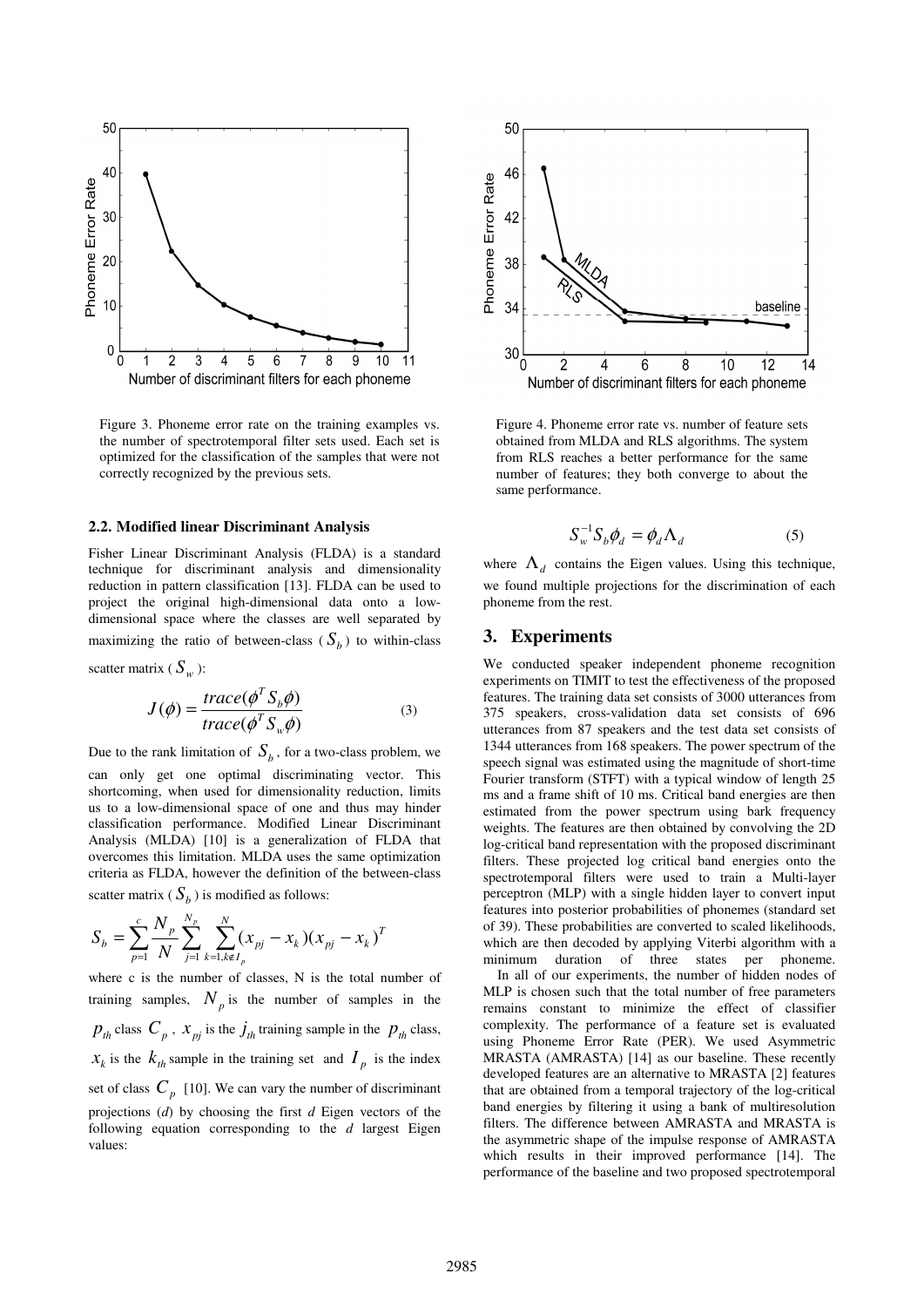Figure 3. Phoneme error rate on the training examples vs. the number of spectrotemporal filter sets used. Each set is optimized for the classification of the samples that were not correctly recognized by the previous sets.

Figure 4. Phoneme error rate vs. number of feature sets obtained from MLDA and RLS algorithms. The system from RLS reaches a better performance for the same number of features; they both converge to about the same performance.

### 2.2. Modified linear Discriminant Analysis

Fisher Linear Discriminant Analysis (FLDA) is a standard technique for discriminant analysis and dimensionality reduction in pattern classification [13]. FLDA can be used to project the original high-dimensional data onto a low-dimensional space where the classes are well separated by maximizing the ratio of between-class ($S_b$) to within-class scatter matrix ($S_w$):

$$J(\phi) = \frac{trace(\phi^T S_b \phi)}{trace(\phi^T S_w \phi)} \tag{3}$$

Due to the rank limitation of $S_b$, for a two-class problem, we can only get one optimal discriminating vector. This shortcoming, when used for dimensionality reduction, limits us to a low-dimensional space of one and thus may hinder classification performance. Modified Linear Discriminant Analysis (MLDA) [10] is a generalization of FLDA that overcomes this limitation. MLDA uses the same optimization criteria as FLDA, however the definition of the between-class scatter matrix ($S_b$) is modified as follows:

$$S_b = \sum_{p=1}^{c} \frac{N_p}{N} \sum_{j=1}^{N_p} \sum_{k=1, k \notin I_p}^{N} (x_{pj} - x_k)(x_{pj} - x_k)^T$$

where c is the number of classes, N is the total number of training samples, $N_p$ is the number of samples in the $p_{th}$ class $C_p$, $x_{pj}$ is the $j_{th}$ training sample in the $p_{th}$ class, $x_k$ is the $k_{th}$ sample in the training set and $I_p$ is the index set of class $C_p$ [10]. We can vary the number of discriminant projections (*d*) by choosing the first *d* Eigen vectors of the following equation corresponding to the *d* largest Eigen values:

$$S_w^{-1} S_b \phi_d = \phi_d \Lambda_d \tag{5}$$

where $\Lambda_d$ contains the Eigen values. Using this technique, we found multiple projections for the discrimination of each phoneme from the rest.

## 3. Experiments

We conducted speaker independent phoneme recognition experiments on TIMIT to test the effectiveness of the proposed features. The training data set consists of 3000 utterances from 375 speakers, cross-validation data set consists of 696 utterances from 87 speakers and the test data set consists of 1344 utterances from 168 speakers. The power spectrum of the speech signal was estimated using the magnitude of short-time Fourier transform (STFT) with a typical window of length 25 ms and a frame shift of 10 ms. Critical band energies are then estimated from the power spectrum using bark frequency weights. The features are then obtained by convolving the 2D log-critical band representation with the proposed discriminant filters. These projected log critical band energies onto the spectrotemporal filters were used to train a Multi-layer perceptron (MLP) with a single hidden layer to convert input features into posterior probabilities of phonemes (standard set of 39). These probabilities are converted to scaled likelihoods, which are then decoded by applying Viterbi algorithm with a minimum duration of three states per phoneme.

In all of our experiments, the number of hidden nodes of MLP is chosen such that the total number of free parameters remains constant to minimize the effect of classifier complexity. The performance of a feature set is evaluated using Phoneme Error Rate (PER). We used Asymmetric MRASTA (AMRASTA) [14] as our baseline. These recently developed features are an alternative to MRASTA [2] features that are obtained from a temporal trajectory of the log-critical band energies by filtering it using a bank of multiresolution filters. The difference between AMRASTA and MRASTA is the asymmetric shape of the impulse response of AMRASTA which results in their improved performance [14]. The performance of the baseline and two proposed spectrotemporal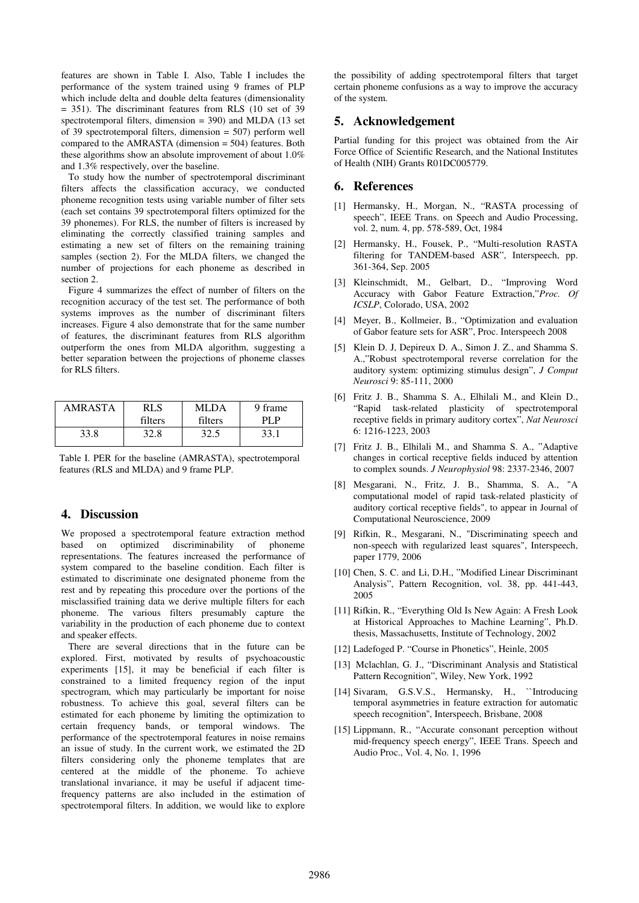features are shown in Table I. Also, Table I includes the performance of the system trained using 9 frames of PLP which include delta and double delta features (dimensionality = 351). The discriminant features from RLS (10 set of 39 spectrotemporal filters, dimension = 390) and MLDA (13 set of 39 spectrotemporal filters, dimension = 507) perform well compared to the AMRASTA (dimension = 504) features. Both these algorithms show an absolute improvement of about 1.0% and 1.3% respectively, over the baseline.

To study how the number of spectrotemporal discriminant filters affects the classification accuracy, we conducted phoneme recognition tests using variable number of filter sets (each set contains 39 spectrotemporal filters optimized for the 39 phonemes). For RLS, the number of filters is increased by eliminating the correctly classified training samples and estimating a new set of filters on the remaining training samples (section 2). For the MLDA filters, we changed the number of projections for each phoneme as described in section 2.

Figure 4 summarizes the effect of number of filters on the recognition accuracy of the test set. The performance of both systems improves as the number of discriminant filters increases. Figure 4 also demonstrate that for the same number of features, the discriminant features from RLS algorithm outperform the ones from MLDA algorithm, suggesting a better separation between the projections of phoneme classes for RLS filters.

| AMRASTA | RLS filters | MLDA filters | 9 frame PLP |
|---|---|---|---|
| 33.8 | 32.8 | 32.5 | 33.1 |

Table I. PER for the baseline (AMRASTA), spectrotemporal features (RLS and MLDA) and 9 frame PLP.

## 4. Discussion

We proposed a spectrotemporal feature extraction method based on optimized discriminability of phoneme representations. The features increased the performance of system compared to the baseline condition. Each filter is estimated to discriminate one designated phoneme from the rest and by repeating this procedure over the portions of the misclassified training data we derive multiple filters for each phoneme. The various filters presumably capture the variability in the production of each phoneme due to context and speaker effects.

There are several directions that in the future can be explored. First, motivated by results of psychoacoustic experiments [15], it may be beneficial if each filter is constrained to a limited frequency region of the input spectrogram, which may particularly be important for noise robustness. To achieve this goal, several filters can be estimated for each phoneme by limiting the optimization to certain frequency bands, or temporal windows. The performance of the spectrotemporal features in noise remains an issue of study. In the current work, we estimated the 2D filters considering only the phoneme templates that are centered at the middle of the phoneme. To achieve translational invariance, it may be useful if adjacent time-frequency patterns are also included in the estimation of spectrotemporal filters. In addition, we would like to explore the possibility of adding spectrotemporal filters that target certain phoneme confusions as a way to improve the accuracy of the system.

## 5. Acknowledgement

Partial funding for this project was obtained from the Air Force Office of Scientific Research, and the National Institutes of Health (NIH) Grants R01DC005779.

## 6. References

[1] Hermansky, H., Morgan, N., "RASTA processing of speech", IEEE Trans. on Speech and Audio Processing, vol. 2, num. 4, pp. 578-589, Oct, 1984

[2] Hermansky, H., Fousek, P., "Multi-resolution RASTA filtering for TANDEM-based ASR", Interspeech, pp. 361-364, Sep. 2005

[3] Kleinschmidt, M., Gelbart, D., "Improving Word Accuracy with Gabor Feature Extraction,"*Proc. Of ICSLP*, Colorado, USA, 2002

[4] Meyer, B., Kollmeier, B., "Optimization and evaluation of Gabor feature sets for ASR", Proc. Interspeech 2008

[5] Klein D. J, Depireux D. A., Simon J. Z., and Shamma S. A.,"Robust spectrotemporal reverse correlation for the auditory system: optimizing stimulus design", *J Comput Neurosci* 9: 85-111, 2000

[6] Fritz J. B., Shamma S. A., Elhilali M., and Klein D., "Rapid task-related plasticity of spectrotemporal receptive fields in primary auditory cortex", *Nat Neurosci* 6: 1216-1223, 2003

[7] Fritz J. B., Elhilali M., and Shamma S. A., "Adaptive changes in cortical receptive fields induced by attention to complex sounds. *J Neurophysiol* 98: 2337-2346, 2007

[8] Mesgarani, N., Fritz, J. B., Shamma, S. A., "A computational model of rapid task-related plasticity of auditory cortical receptive fields", to appear in Journal of Computational Neuroscience, 2009

[9] Rifkin, R., Mesgarani, N., "Discriminating speech and non-speech with regularized least squares", Interspeech, paper 1779, 2006

[10] Chen, S. C. and Li, D.H., "Modified Linear Discriminant Analysis", Pattern Recognition, vol. 38, pp. 441-443, 2005

[11] Rifkin, R., "Everything Old Is New Again: A Fresh Look at Historical Approaches to Machine Learning", Ph.D. thesis, Massachusetts, Institute of Technology, 2002

[12] Ladefoged P. "Course in Phonetics", Heinle, 2005

[13] Mclachlan, G. J., "Discriminant Analysis and Statistical Pattern Recognition", Wiley, New York, 1992

[14] Sivaram, G.S.V.S., Hermansky, H., ``Introducing temporal asymmetries in feature extraction for automatic speech recognition", Interspeech, Brisbane, 2008

[15] Lippmann, R., "Accurate consonant perception without mid-frequency speech energy", IEEE Trans. Speech and Audio Proc., Vol. 4, No. 1, 1996